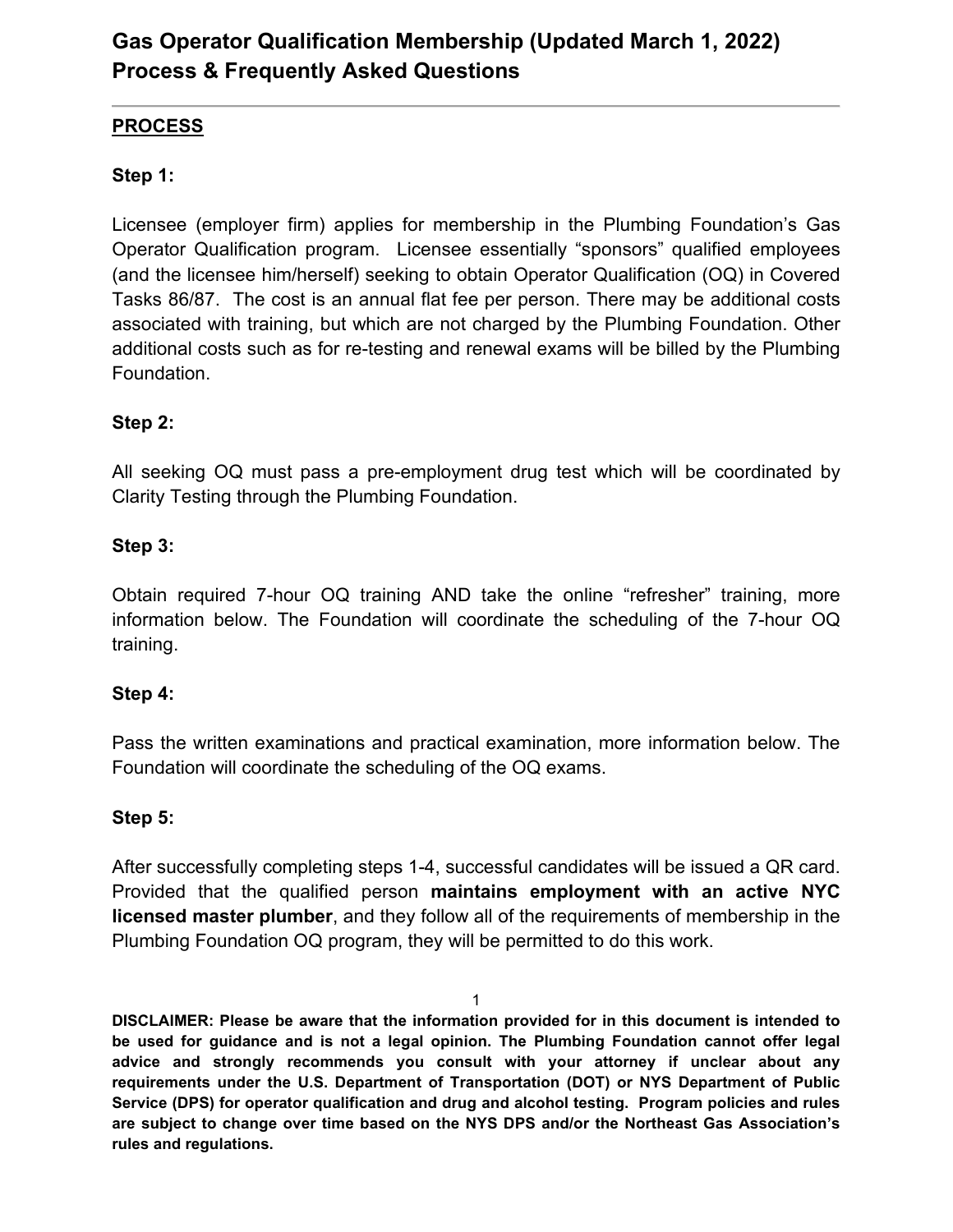# Gas Operator Qualification Membership (Updated March 1, 2022) Process & Frequently Asked Questions

---

## PROCESS

**Step 1:**

Licensee (employer firm) applies for membership in the Plumbing Foundation's Gas Operator Qualification program. Licensee essentially "sponsors" qualified employees (and the licensee him/herself) seeking to obtain Operator Qualification (OQ) in Covered Tasks 86/87. The cost is an annual flat fee per person. There may be additional costs associated with training, but which are not charged by the Plumbing Foundation. Other additional costs such as for re-testing and renewal exams will be billed by the Plumbing Foundation.

**Step 2:**

All seeking OQ must pass a pre-employment drug test which will be coordinated by Clarity Testing through the Plumbing Foundation.

**Step 3:**

Obtain required 7-hour OQ training AND take the online "refresher" training, more information below. The Foundation will coordinate the scheduling of the 7-hour OQ training.

**Step 4:**

Pass the written examinations and practical examination, more information below. The Foundation will coordinate the scheduling of the OQ exams.

**Step 5:**

After successfully completing steps 1-4, successful candidates will be issued a QR card. Provided that the qualified person **maintains employment with an active NYC licensed master plumber**, and they follow all of the requirements of membership in the Plumbing Foundation OQ program, they will be permitted to do this work.

**DISCLAIMER: Please be aware that the information provided for in this document is intended to be used for guidance and is not a legal opinion. The Plumbing Foundation cannot offer legal advice and strongly recommends you consult with your attorney if unclear about any requirements under the U.S. Department of Transportation (DOT) or NYS Department of Public Service (DPS) for operator qualification and drug and alcohol testing. Program policies and rules are subject to change over time based on the NYS DPS and/or the Northeast Gas Association's rules and regulations.**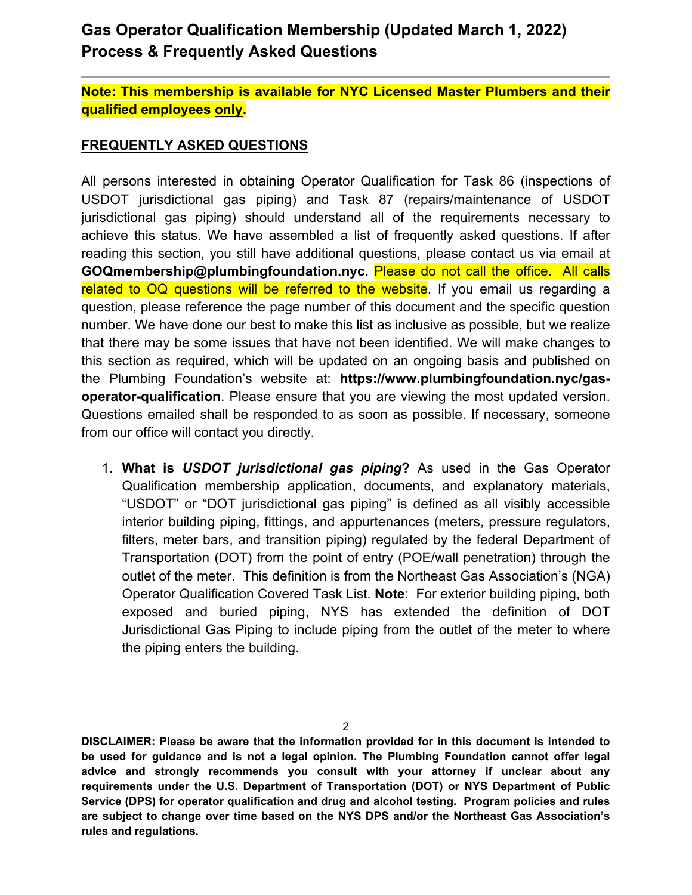# Gas Operator Qualification Membership (Updated March 1, 2022) Process & Frequently Asked Questions

---

**Note: This membership is available for NYC Licensed Master Plumbers and their qualified employees only.**

## FREQUENTLY ASKED QUESTIONS

All persons interested in obtaining Operator Qualification for Task 86 (inspections of USDOT jurisdictional gas piping) and Task 87 (repairs/maintenance of USDOT jurisdictional gas piping) should understand all of the requirements necessary to achieve this status. We have assembled a list of frequently asked questions. If after reading this section, you still have additional questions, please contact us via email at **GOQmembership@plumbingfoundation.nyc**. Please do not call the office. All calls related to OQ questions will be referred to the website. If you email us regarding a question, please reference the page number of this document and the specific question number. We have done our best to make this list as inclusive as possible, but we realize that there may be some issues that have not been identified. We will make changes to this section as required, which will be updated on an ongoing basis and published on the Plumbing Foundation's website at: **https://www.plumbingfoundation.nyc/gas-operator-qualification**. Please ensure that you are viewing the most updated version. Questions emailed shall be responded to as soon as possible. If necessary, someone from our office will contact you directly.

1. **What is *USDOT jurisdictional gas piping*?** As used in the Gas Operator Qualification membership application, documents, and explanatory materials, "USDOT" or "DOT jurisdictional gas piping" is defined as all visibly accessible interior building piping, fittings, and appurtenances (meters, pressure regulators, filters, meter bars, and transition piping) regulated by the federal Department of Transportation (DOT) from the point of entry (POE/wall penetration) through the outlet of the meter. This definition is from the Northeast Gas Association's (NGA) Operator Qualification Covered Task List. **Note**: For exterior building piping, both exposed and buried piping, NYS has extended the definition of DOT Jurisdictional Gas Piping to include piping from the outlet of the meter to where the piping enters the building.

**DISCLAIMER: Please be aware that the information provided for in this document is intended to be used for guidance and is not a legal opinion. The Plumbing Foundation cannot offer legal advice and strongly recommends you consult with your attorney if unclear about any requirements under the U.S. Department of Transportation (DOT) or NYS Department of Public Service (DPS) for operator qualification and drug and alcohol testing. Program policies and rules are subject to change over time based on the NYS DPS and/or the Northeast Gas Association's rules and regulations.**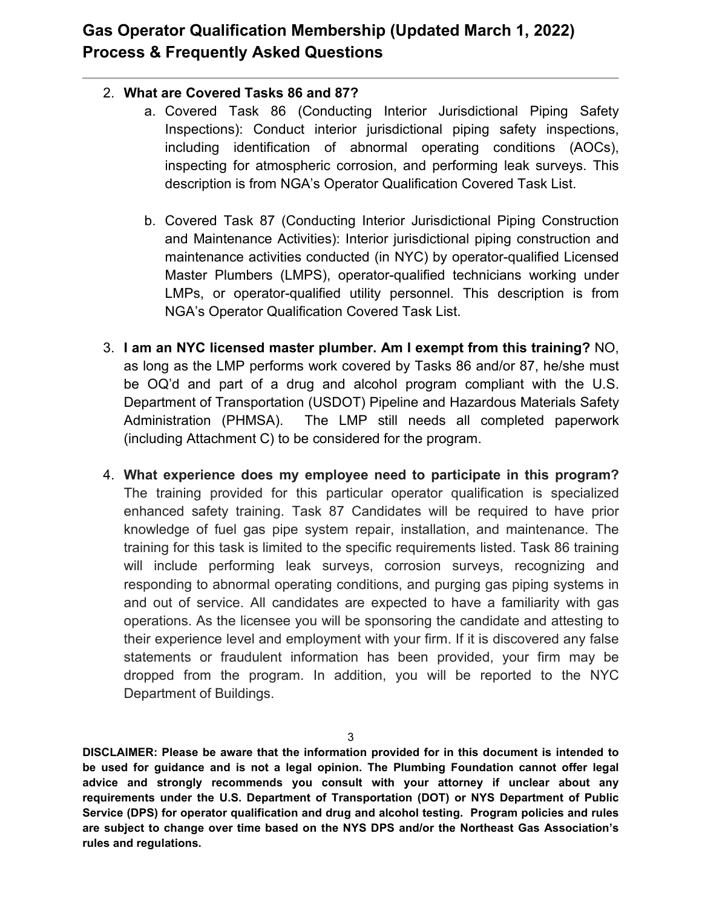2. **What are Covered Tasks 86 and 87?**
    a. Covered Task 86 (Conducting Interior Jurisdictional Piping Safety Inspections): Conduct interior jurisdictional piping safety inspections, including identification of abnormal operating conditions (AOCs), inspecting for atmospheric corrosion, and performing leak surveys. This description is from NGA's Operator Qualification Covered Task List.

    b. Covered Task 87 (Conducting Interior Jurisdictional Piping Construction and Maintenance Activities): Interior jurisdictional piping construction and maintenance activities conducted (in NYC) by operator-qualified Licensed Master Plumbers (LMPS), operator-qualified technicians working under LMPs, or operator-qualified utility personnel. This description is from NGA's Operator Qualification Covered Task List.

3. **I am an NYC licensed master plumber. Am I exempt from this training?** NO, as long as the LMP performs work covered by Tasks 86 and/or 87, he/she must be OQ'd and part of a drug and alcohol program compliant with the U.S. Department of Transportation (USDOT) Pipeline and Hazardous Materials Safety Administration (PHMSA). The LMP still needs all completed paperwork (including Attachment C) to be considered for the program.

4. **What experience does my employee need to participate in this program?** The training provided for this particular operator qualification is specialized enhanced safety training. Task 87 Candidates will be required to have prior knowledge of fuel gas pipe system repair, installation, and maintenance. The training for this task is limited to the specific requirements listed. Task 86 training will include performing leak surveys, corrosion surveys, recognizing and responding to abnormal operating conditions, and purging gas piping systems in and out of service. All candidates are expected to have a familiarity with gas operations. As the licensee you will be sponsoring the candidate and attesting to their experience level and employment with your firm. If it is discovered any false statements or fraudulent information has been provided, your firm may be dropped from the program. In addition, you will be reported to the NYC Department of Buildings.

**DISCLAIMER: Please be aware that the information provided for in this document is intended to be used for guidance and is not a legal opinion. The Plumbing Foundation cannot offer legal advice and strongly recommends you consult with your attorney if unclear about any requirements under the U.S. Department of Transportation (DOT) or NYS Department of Public Service (DPS) for operator qualification and drug and alcohol testing. Program policies and rules are subject to change over time based on the NYS DPS and/or the Northeast Gas Association's rules and regulations.**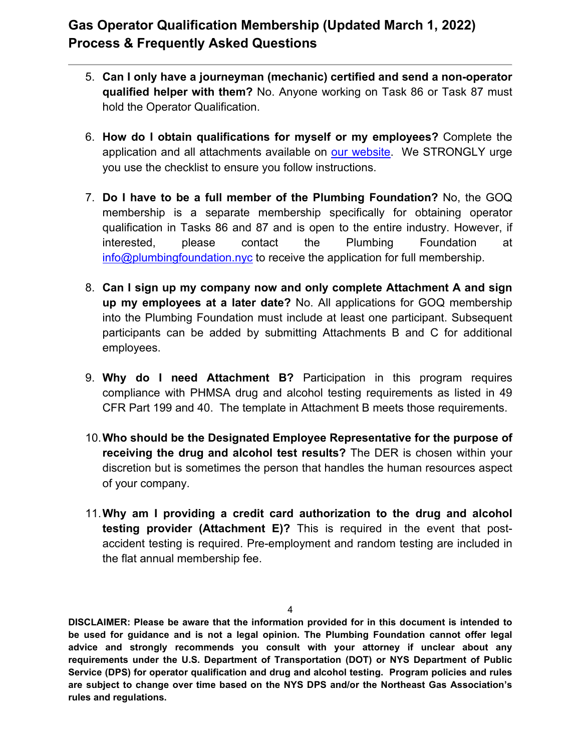5. **Can I only have a journeyman (mechanic) certified and send a non-operator qualified helper with them?** No. Anyone working on Task 86 or Task 87 must hold the Operator Qualification.

6. **How do I obtain qualifications for myself or my employees?** Complete the application and all attachments available on our website. We STRONGLY urge you use the checklist to ensure you follow instructions.

7. **Do I have to be a full member of the Plumbing Foundation?** No, the GOQ membership is a separate membership specifically for obtaining operator qualification in Tasks 86 and 87 and is open to the entire industry. However, if interested, please contact the Plumbing Foundation at info@plumbingfoundation.nyc to receive the application for full membership.

8. **Can I sign up my company now and only complete Attachment A and sign up my employees at a later date?** No. All applications for GOQ membership into the Plumbing Foundation must include at least one participant. Subsequent participants can be added by submitting Attachments B and C for additional employees.

9. **Why do I need Attachment B?** Participation in this program requires compliance with PHMSA drug and alcohol testing requirements as listed in 49 CFR Part 199 and 40. The template in Attachment B meets those requirements.

10. **Who should be the Designated Employee Representative for the purpose of receiving the drug and alcohol test results?** The DER is chosen within your discretion but is sometimes the person that handles the human resources aspect of your company.

11. **Why am I providing a credit card authorization to the drug and alcohol testing provider (Attachment E)?** This is required in the event that post-accident testing is required. Pre-employment and random testing are included in the flat annual membership fee.

**DISCLAIMER: Please be aware that the information provided for in this document is intended to be used for guidance and is not a legal opinion. The Plumbing Foundation cannot offer legal advice and strongly recommends you consult with your attorney if unclear about any requirements under the U.S. Department of Transportation (DOT) or NYS Department of Public Service (DPS) for operator qualification and drug and alcohol testing. Program policies and rules are subject to change over time based on the NYS DPS and/or the Northeast Gas Association's rules and regulations.**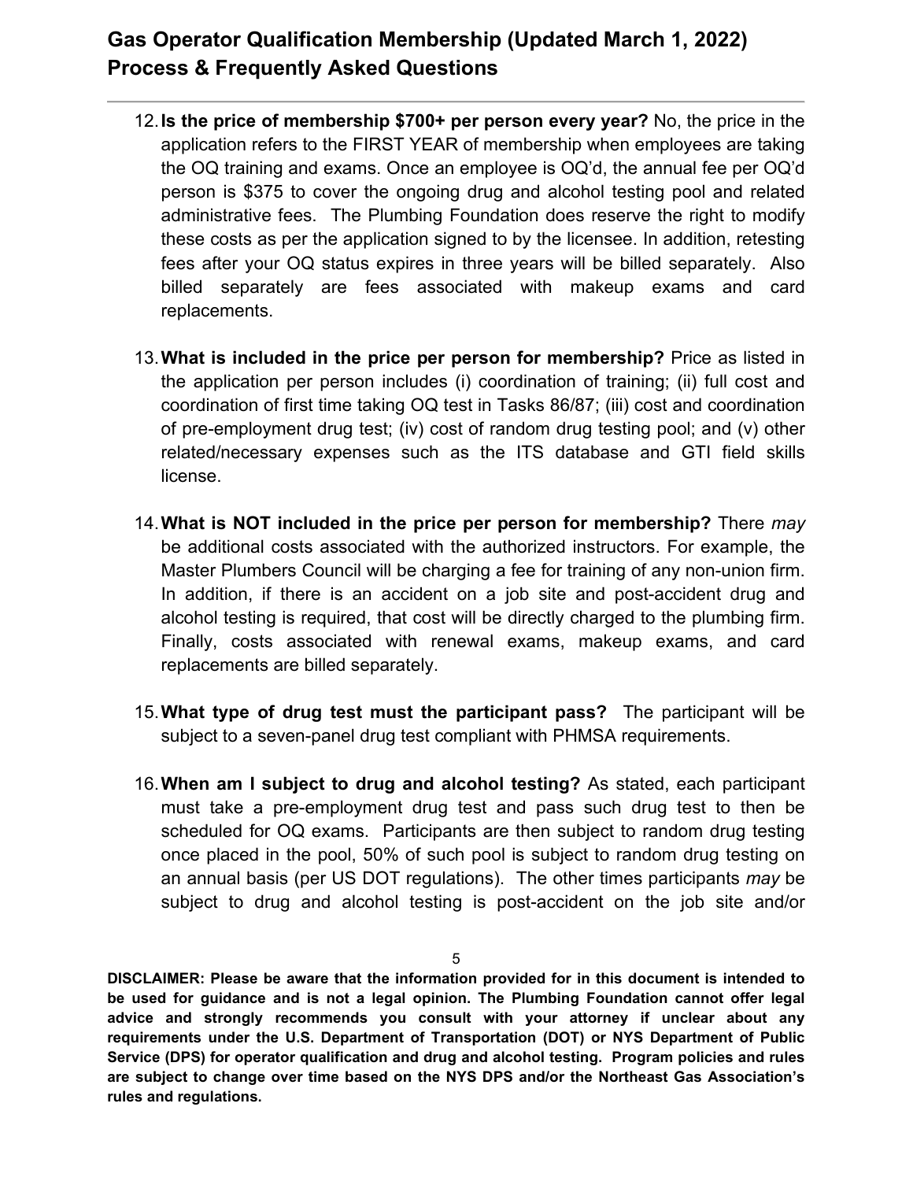12. **Is the price of membership $700+ per person every year?** No, the price in the application refers to the FIRST YEAR of membership when employees are taking the OQ training and exams. Once an employee is OQ'd, the annual fee per OQ'd person is $375 to cover the ongoing drug and alcohol testing pool and related administrative fees. The Plumbing Foundation does reserve the right to modify these costs as per the application signed to by the licensee. In addition, retesting fees after your OQ status expires in three years will be billed separately. Also billed separately are fees associated with makeup exams and card replacements.

13. **What is included in the price per person for membership?** Price as listed in the application per person includes (i) coordination of training; (ii) full cost and coordination of first time taking OQ test in Tasks 86/87; (iii) cost and coordination of pre-employment drug test; (iv) cost of random drug testing pool; and (v) other related/necessary expenses such as the ITS database and GTI field skills license.

14. **What is NOT included in the price per person for membership?** There *may* be additional costs associated with the authorized instructors. For example, the Master Plumbers Council will be charging a fee for training of any non-union firm. In addition, if there is an accident on a job site and post-accident drug and alcohol testing is required, that cost will be directly charged to the plumbing firm. Finally, costs associated with renewal exams, makeup exams, and card replacements are billed separately.

15. **What type of drug test must the participant pass?** The participant will be subject to a seven-panel drug test compliant with PHMSA requirements.

16. **When am I subject to drug and alcohol testing?** As stated, each participant must take a pre-employment drug test and pass such drug test to then be scheduled for OQ exams. Participants are then subject to random drug testing once placed in the pool, 50% of such pool is subject to random drug testing on an annual basis (per US DOT regulations). The other times participants *may* be subject to drug and alcohol testing is post-accident on the job site and/or

**DISCLAIMER: Please be aware that the information provided for in this document is intended to be used for guidance and is not a legal opinion. The Plumbing Foundation cannot offer legal advice and strongly recommends you consult with your attorney if unclear about any requirements under the U.S. Department of Transportation (DOT) or NYS Department of Public Service (DPS) for operator qualification and drug and alcohol testing. Program policies and rules are subject to change over time based on the NYS DPS and/or the Northeast Gas Association's rules and regulations.**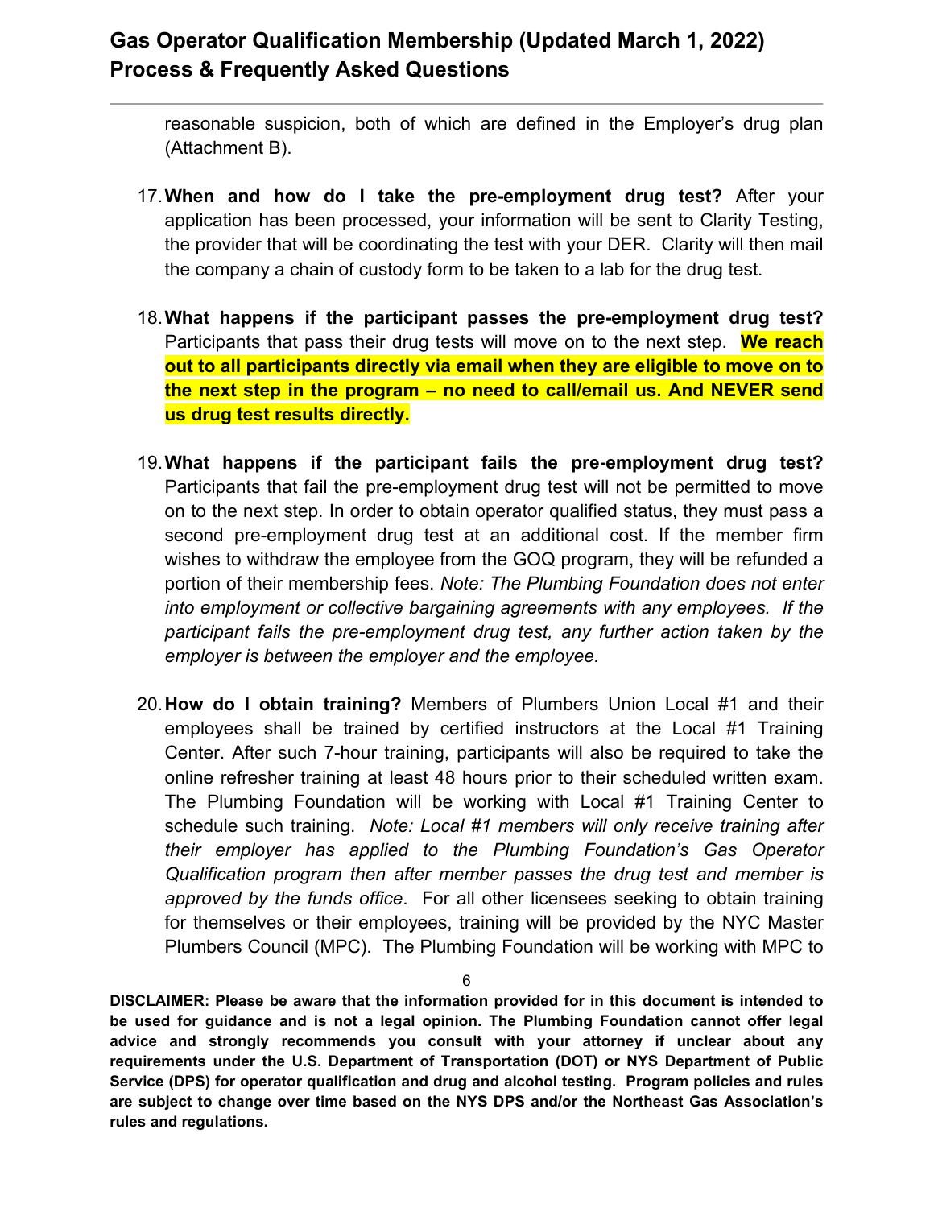reasonable suspicion, both of which are defined in the Employer's drug plan (Attachment B).

17. **When and how do I take the pre-employment drug test?** After your application has been processed, your information will be sent to Clarity Testing, the provider that will be coordinating the test with your DER. Clarity will then mail the company a chain of custody form to be taken to a lab for the drug test.

18. **What happens if the participant passes the pre-employment drug test?** Participants that pass their drug tests will move on to the next step. **We reach out to all participants directly via email when they are eligible to move on to the next step in the program – no need to call/email us. And NEVER send us drug test results directly.**

19. **What happens if the participant fails the pre-employment drug test?** Participants that fail the pre-employment drug test will not be permitted to move on to the next step. In order to obtain operator qualified status, they must pass a second pre-employment drug test at an additional cost. If the member firm wishes to withdraw the employee from the GOQ program, they will be refunded a portion of their membership fees. *Note: The Plumbing Foundation does not enter into employment or collective bargaining agreements with any employees. If the participant fails the pre-employment drug test, any further action taken by the employer is between the employer and the employee.*

20. **How do I obtain training?** Members of Plumbers Union Local #1 and their employees shall be trained by certified instructors at the Local #1 Training Center. After such 7-hour training, participants will also be required to take the online refresher training at least 48 hours prior to their scheduled written exam. The Plumbing Foundation will be working with Local #1 Training Center to schedule such training. *Note: Local #1 members will only receive training after their employer has applied to the Plumbing Foundation's Gas Operator Qualification program then after member passes the drug test and member is approved by the funds office*. For all other licensees seeking to obtain training for themselves or their employees, training will be provided by the NYC Master Plumbers Council (MPC). The Plumbing Foundation will be working with MPC to

**DISCLAIMER: Please be aware that the information provided for in this document is intended to be used for guidance and is not a legal opinion. The Plumbing Foundation cannot offer legal advice and strongly recommends you consult with your attorney if unclear about any requirements under the U.S. Department of Transportation (DOT) or NYS Department of Public Service (DPS) for operator qualification and drug and alcohol testing. Program policies and rules are subject to change over time based on the NYS DPS and/or the Northeast Gas Association's rules and regulations.**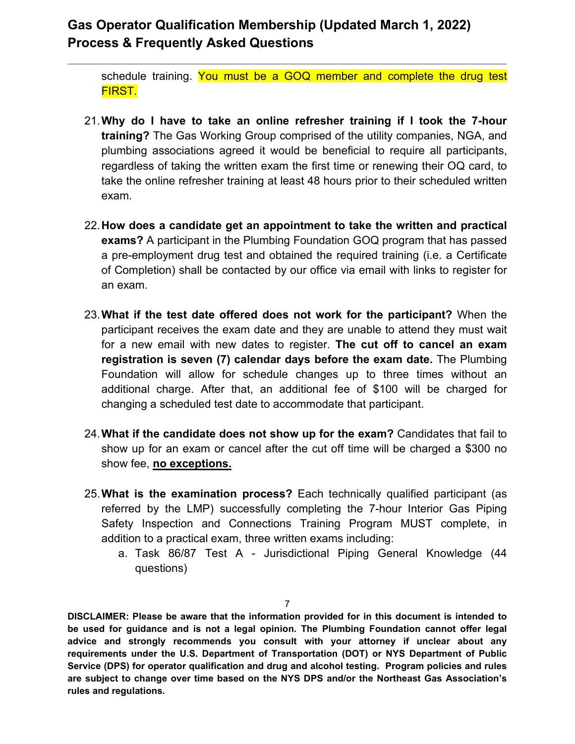schedule training. You must be a GOQ member and complete the drug test FIRST.

21. **Why do I have to take an online refresher training if I took the 7-hour training?** The Gas Working Group comprised of the utility companies, NGA, and plumbing associations agreed it would be beneficial to require all participants, regardless of taking the written exam the first time or renewing their OQ card, to take the online refresher training at least 48 hours prior to their scheduled written exam.

22. **How does a candidate get an appointment to take the written and practical exams?** A participant in the Plumbing Foundation GOQ program that has passed a pre-employment drug test and obtained the required training (i.e. a Certificate of Completion) shall be contacted by our office via email with links to register for an exam.

23. **What if the test date offered does not work for the participant?** When the participant receives the exam date and they are unable to attend they must wait for a new email with new dates to register. **The cut off to cancel an exam registration is seven (7) calendar days before the exam date.** The Plumbing Foundation will allow for schedule changes up to three times without an additional charge. After that, an additional fee of $100 will be charged for changing a scheduled test date to accommodate that participant.

24. **What if the candidate does not show up for the exam?** Candidates that fail to show up for an exam or cancel after the cut off time will be charged a $300 no show fee, **no exceptions.**

25. **What is the examination process?** Each technically qualified participant (as referred by the LMP) successfully completing the 7-hour Interior Gas Piping Safety Inspection and Connections Training Program MUST complete, in addition to a practical exam, three written exams including:
    a. Task 86/87 Test A - Jurisdictional Piping General Knowledge (44 questions)

**DISCLAIMER: Please be aware that the information provided for in this document is intended to be used for guidance and is not a legal opinion. The Plumbing Foundation cannot offer legal advice and strongly recommends you consult with your attorney if unclear about any requirements under the U.S. Department of Transportation (DOT) or NYS Department of Public Service (DPS) for operator qualification and drug and alcohol testing. Program policies and rules are subject to change over time based on the NYS DPS and/or the Northeast Gas Association's rules and regulations.**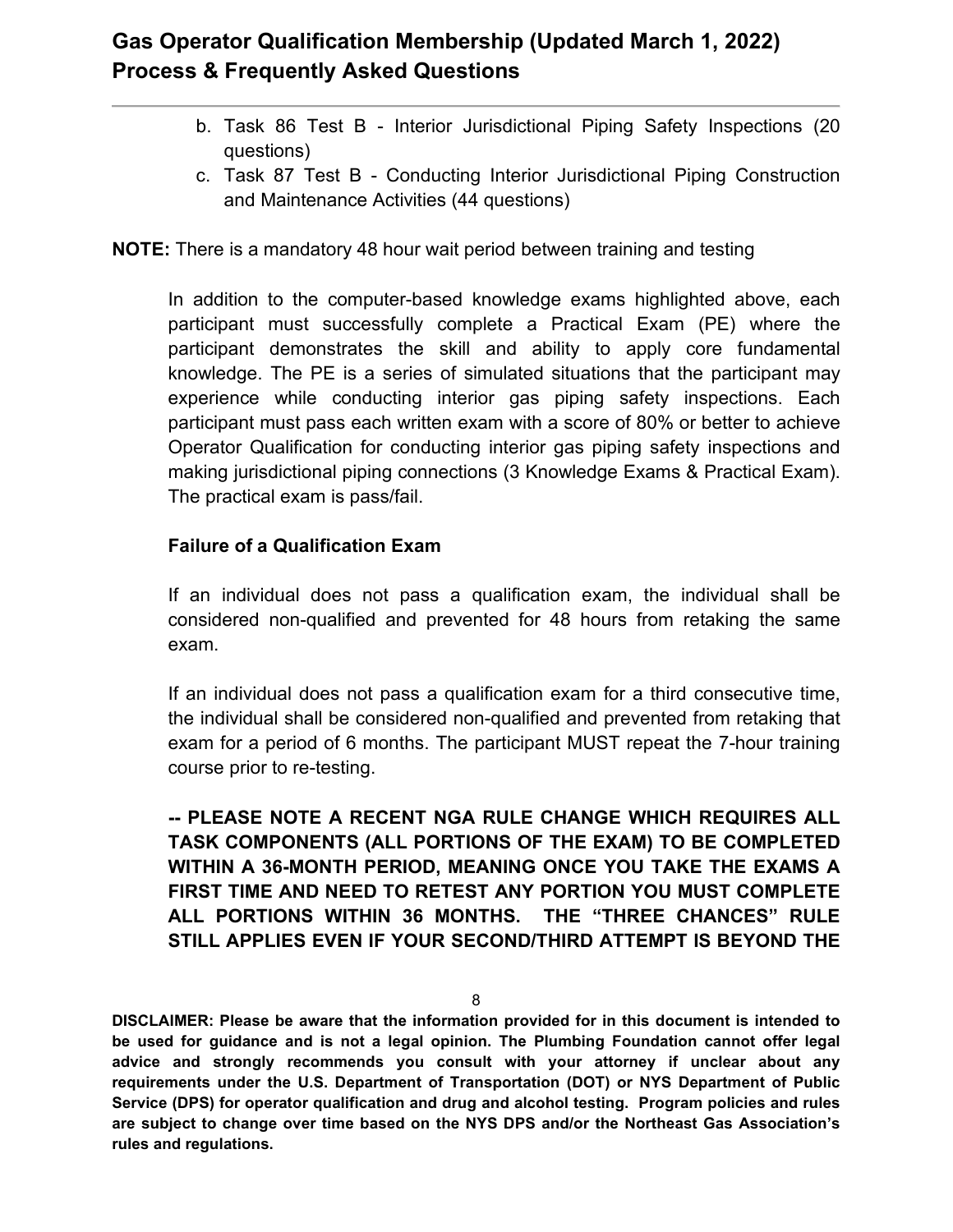b. Task 86 Test B - Interior Jurisdictional Piping Safety Inspections (20 questions)
c. Task 87 Test B - Conducting Interior Jurisdictional Piping Construction and Maintenance Activities (44 questions)

**NOTE:** There is a mandatory 48 hour wait period between training and testing

In addition to the computer-based knowledge exams highlighted above, each participant must successfully complete a Practical Exam (PE) where the participant demonstrates the skill and ability to apply core fundamental knowledge. The PE is a series of simulated situations that the participant may experience while conducting interior gas piping safety inspections. Each participant must pass each written exam with a score of 80% or better to achieve Operator Qualification for conducting interior gas piping safety inspections and making jurisdictional piping connections (3 Knowledge Exams & Practical Exam). The practical exam is pass/fail.

**Failure of a Qualification Exam**

If an individual does not pass a qualification exam, the individual shall be considered non-qualified and prevented for 48 hours from retaking the same exam.

If an individual does not pass a qualification exam for a third consecutive time, the individual shall be considered non-qualified and prevented from retaking that exam for a period of 6 months. The participant MUST repeat the 7-hour training course prior to re-testing.

**-- PLEASE NOTE A RECENT NGA RULE CHANGE WHICH REQUIRES ALL TASK COMPONENTS (ALL PORTIONS OF THE EXAM) TO BE COMPLETED WITHIN A 36-MONTH PERIOD, MEANING ONCE YOU TAKE THE EXAMS A FIRST TIME AND NEED TO RETEST ANY PORTION YOU MUST COMPLETE ALL PORTIONS WITHIN 36 MONTHS. THE "THREE CHANCES" RULE STILL APPLIES EVEN IF YOUR SECOND/THIRD ATTEMPT IS BEYOND THE**

**DISCLAIMER: Please be aware that the information provided for in this document is intended to be used for guidance and is not a legal opinion. The Plumbing Foundation cannot offer legal advice and strongly recommends you consult with your attorney if unclear about any requirements under the U.S. Department of Transportation (DOT) or NYS Department of Public Service (DPS) for operator qualification and drug and alcohol testing. Program policies and rules are subject to change over time based on the NYS DPS and/or the Northeast Gas Association's rules and regulations.**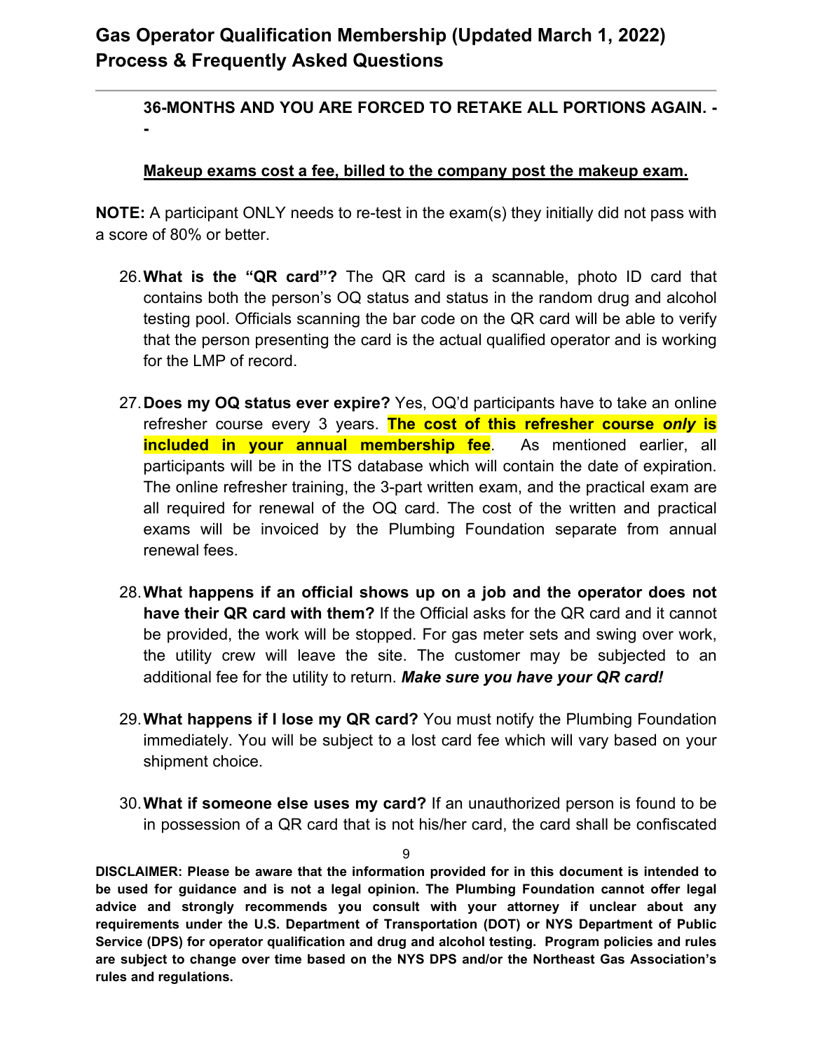**36-MONTHS AND YOU ARE FORCED TO RETAKE ALL PORTIONS AGAIN. --**

**Makeup exams cost a fee, billed to the company post the makeup exam.**

**NOTE:** A participant ONLY needs to re-test in the exam(s) they initially did not pass with a score of 80% or better.

26. **What is the "QR card"?** The QR card is a scannable, photo ID card that contains both the person's OQ status and status in the random drug and alcohol testing pool. Officials scanning the bar code on the QR card will be able to verify that the person presenting the card is the actual qualified operator and is working for the LMP of record.

27. **Does my OQ status ever expire?** Yes, OQ'd participants have to take an online refresher course every 3 years. **The cost of this refresher course *only* is included in your annual membership fee**. As mentioned earlier, all participants will be in the ITS database which will contain the date of expiration. The online refresher training, the 3-part written exam, and the practical exam are all required for renewal of the OQ card. The cost of the written and practical exams will be invoiced by the Plumbing Foundation separate from annual renewal fees.

28. **What happens if an official shows up on a job and the operator does not have their QR card with them?** If the Official asks for the QR card and it cannot be provided, the work will be stopped. For gas meter sets and swing over work, the utility crew will leave the site. The customer may be subjected to an additional fee for the utility to return. ***Make sure you have your QR card!***

29. **What happens if I lose my QR card?** You must notify the Plumbing Foundation immediately. You will be subject to a lost card fee which will vary based on your shipment choice.

30. **What if someone else uses my card?** If an unauthorized person is found to be in possession of a QR card that is not his/her card, the card shall be confiscated

**DISCLAIMER: Please be aware that the information provided for in this document is intended to be used for guidance and is not a legal opinion. The Plumbing Foundation cannot offer legal advice and strongly recommends you consult with your attorney if unclear about any requirements under the U.S. Department of Transportation (DOT) or NYS Department of Public Service (DPS) for operator qualification and drug and alcohol testing. Program policies and rules are subject to change over time based on the NYS DPS and/or the Northeast Gas Association's rules and regulations.**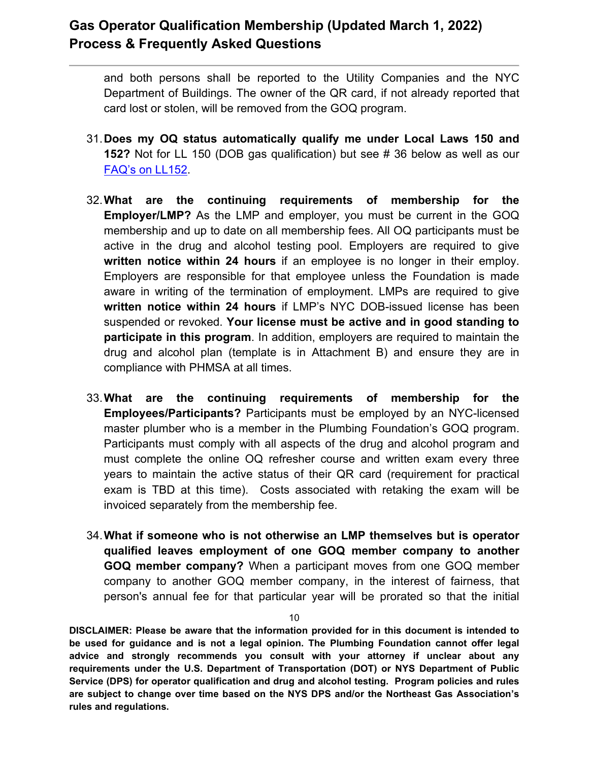and both persons shall be reported to the Utility Companies and the NYC Department of Buildings. The owner of the QR card, if not already reported that card lost or stolen, will be removed from the GOQ program.

31. **Does my OQ status automatically qualify me under Local Laws 150 and 152?** Not for LL 150 (DOB gas qualification) but see # 36 below as well as our FAQ's on LL152.

32. **What are the continuing requirements of membership for the Employer/LMP?** As the LMP and employer, you must be current in the GOQ membership and up to date on all membership fees. All OQ participants must be active in the drug and alcohol testing pool. Employers are required to give **written notice within 24 hours** if an employee is no longer in their employ. Employers are responsible for that employee unless the Foundation is made aware in writing of the termination of employment. LMPs are required to give **written notice within 24 hours** if LMP's NYC DOB-issued license has been suspended or revoked. **Your license must be active and in good standing to participate in this program**. In addition, employers are required to maintain the drug and alcohol plan (template is in Attachment B) and ensure they are in compliance with PHMSA at all times.

33. **What are the continuing requirements of membership for the Employees/Participants?** Participants must be employed by an NYC-licensed master plumber who is a member in the Plumbing Foundation's GOQ program. Participants must comply with all aspects of the drug and alcohol program and must complete the online OQ refresher course and written exam every three years to maintain the active status of their QR card (requirement for practical exam is TBD at this time). Costs associated with retaking the exam will be invoiced separately from the membership fee.

34. **What if someone who is not otherwise an LMP themselves but is operator qualified leaves employment of one GOQ member company to another GOQ member company?** When a participant moves from one GOQ member company to another GOQ member company, in the interest of fairness, that person's annual fee for that particular year will be prorated so that the initial

**DISCLAIMER: Please be aware that the information provided for in this document is intended to be used for guidance and is not a legal opinion. The Plumbing Foundation cannot offer legal advice and strongly recommends you consult with your attorney if unclear about any requirements under the U.S. Department of Transportation (DOT) or NYS Department of Public Service (DPS) for operator qualification and drug and alcohol testing. Program policies and rules are subject to change over time based on the NYS DPS and/or the Northeast Gas Association's rules and regulations.**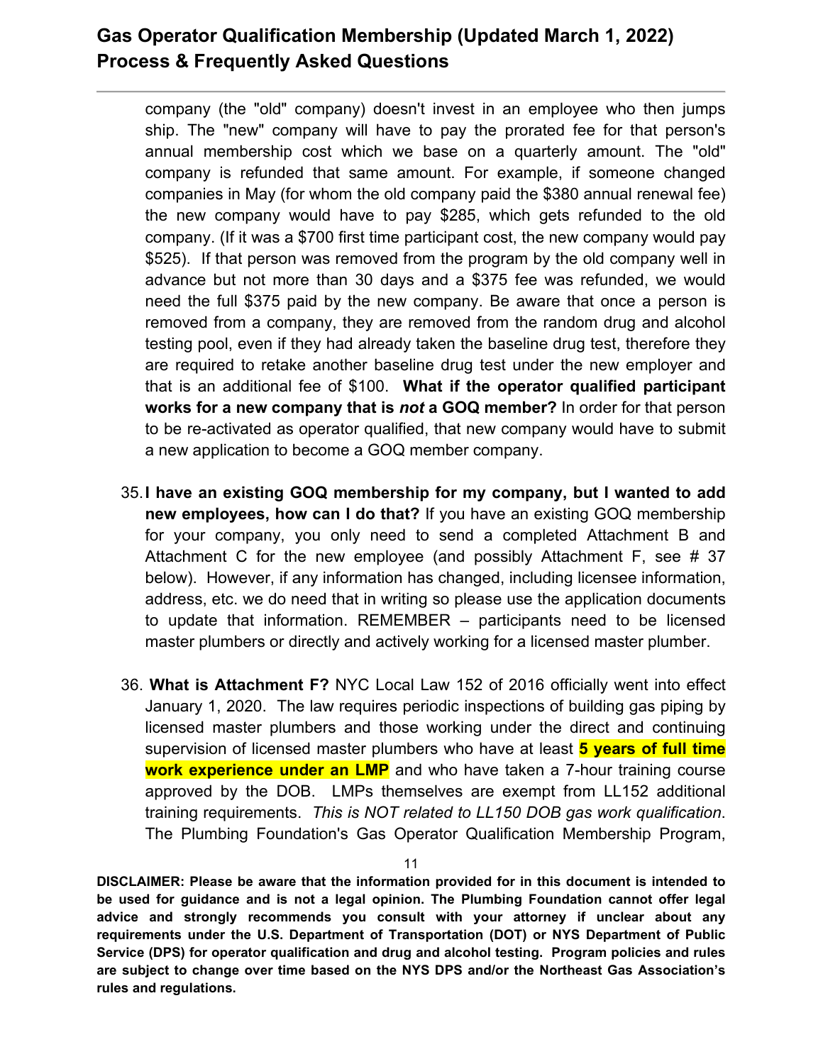company (the "old" company) doesn't invest in an employee who then jumps ship. The "new" company will have to pay the prorated fee for that person's annual membership cost which we base on a quarterly amount. The "old" company is refunded that same amount. For example, if someone changed companies in May (for whom the old company paid the $380 annual renewal fee) the new company would have to pay $285, which gets refunded to the old company. (If it was a $700 first time participant cost, the new company would pay $525). If that person was removed from the program by the old company well in advance but not more than 30 days and a $375 fee was refunded, we would need the full $375 paid by the new company. Be aware that once a person is removed from a company, they are removed from the random drug and alcohol testing pool, even if they had already taken the baseline drug test, therefore they are required to retake another baseline drug test under the new employer and that is an additional fee of $100. **What if the operator qualified participant works for a new company that is *not* a GOQ member?** In order for that person to be re-activated as operator qualified, that new company would have to submit a new application to become a GOQ member company.

35. **I have an existing GOQ membership for my company, but I wanted to add new employees, how can I do that?** If you have an existing GOQ membership for your company, you only need to send a completed Attachment B and Attachment C for the new employee (and possibly Attachment F, see # 37 below). However, if any information has changed, including licensee information, address, etc. we do need that in writing so please use the application documents to update that information. REMEMBER – participants need to be licensed master plumbers or directly and actively working for a licensed master plumber.

36. **What is Attachment F?** NYC Local Law 152 of 2016 officially went into effect January 1, 2020. The law requires periodic inspections of building gas piping by licensed master plumbers and those working under the direct and continuing supervision of licensed master plumbers who have at least **5 years of full time work experience under an LMP** and who have taken a 7-hour training course approved by the DOB. LMPs themselves are exempt from LL152 additional training requirements. *This is NOT related to LL150 DOB gas work qualification*. The Plumbing Foundation's Gas Operator Qualification Membership Program,

**DISCLAIMER: Please be aware that the information provided for in this document is intended to be used for guidance and is not a legal opinion. The Plumbing Foundation cannot offer legal advice and strongly recommends you consult with your attorney if unclear about any requirements under the U.S. Department of Transportation (DOT) or NYS Department of Public Service (DPS) for operator qualification and drug and alcohol testing. Program policies and rules are subject to change over time based on the NYS DPS and/or the Northeast Gas Association's rules and regulations.**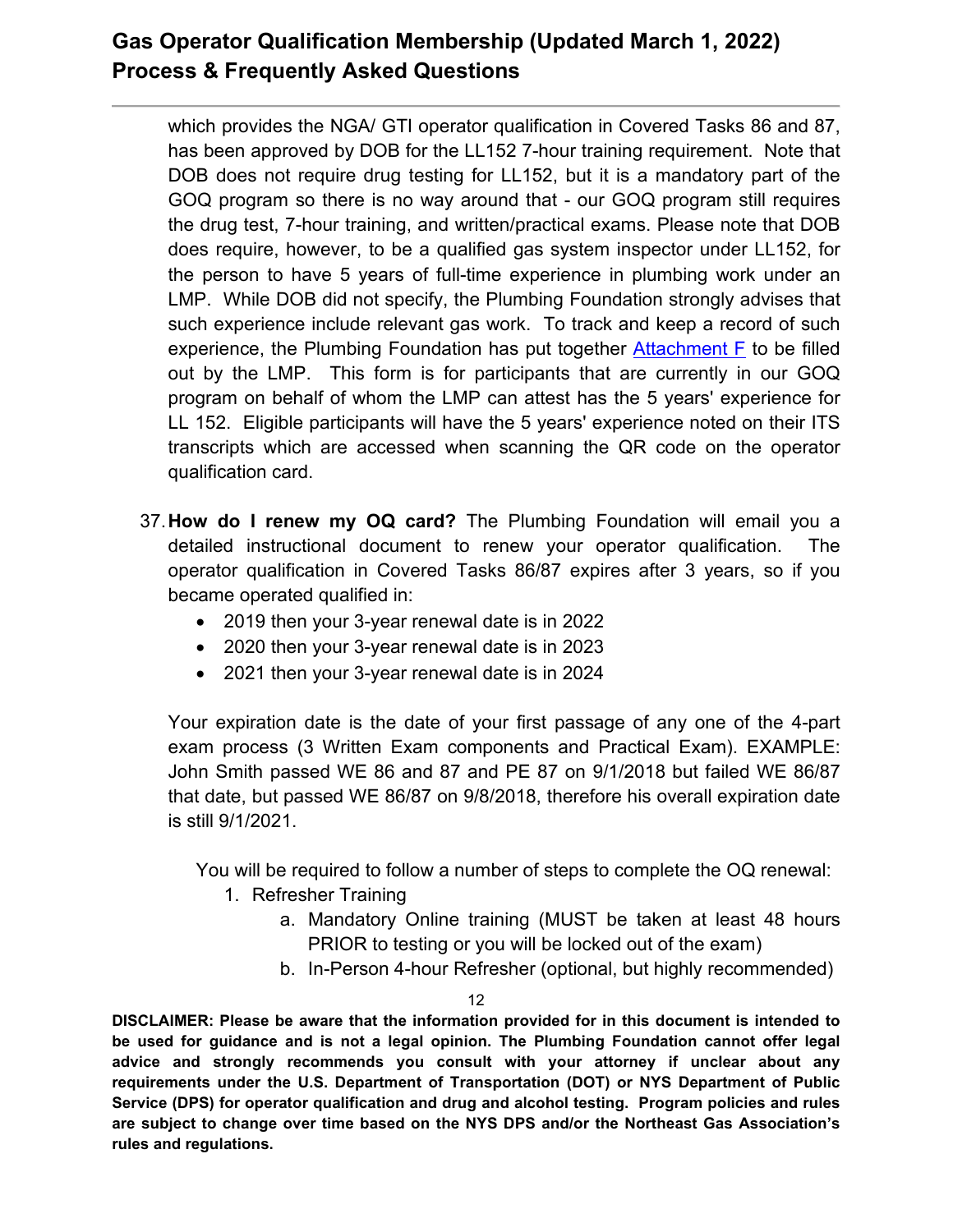which provides the NGA/ GTI operator qualification in Covered Tasks 86 and 87, has been approved by DOB for the LL152 7-hour training requirement. Note that DOB does not require drug testing for LL152, but it is a mandatory part of the GOQ program so there is no way around that - our GOQ program still requires the drug test, 7-hour training, and written/practical exams. Please note that DOB does require, however, to be a qualified gas system inspector under LL152, for the person to have 5 years of full-time experience in plumbing work under an LMP. While DOB did not specify, the Plumbing Foundation strongly advises that such experience include relevant gas work. To track and keep a record of such experience, the Plumbing Foundation has put together Attachment F to be filled out by the LMP. This form is for participants that are currently in our GOQ program on behalf of whom the LMP can attest has the 5 years' experience for LL 152. Eligible participants will have the 5 years' experience noted on their ITS transcripts which are accessed when scanning the QR code on the operator qualification card.

37. **How do I renew my OQ card?** The Plumbing Foundation will email you a detailed instructional document to renew your operator qualification. The operator qualification in Covered Tasks 86/87 expires after 3 years, so if you became operated qualified in:
    - 2019 then your 3-year renewal date is in 2022
    - 2020 then your 3-year renewal date is in 2023
    - 2021 then your 3-year renewal date is in 2024

    Your expiration date is the date of your first passage of any one of the 4-part exam process (3 Written Exam components and Practical Exam). EXAMPLE: John Smith passed WE 86 and 87 and PE 87 on 9/1/2018 but failed WE 86/87 that date, but passed WE 86/87 on 9/8/2018, therefore his overall expiration date is still 9/1/2021.

    You will be required to follow a number of steps to complete the OQ renewal:

    1. Refresher Training
        a. Mandatory Online training (MUST be taken at least 48 hours PRIOR to testing or you will be locked out of the exam)
        b. In-Person 4-hour Refresher (optional, but highly recommended)

**DISCLAIMER: Please be aware that the information provided for in this document is intended to be used for guidance and is not a legal opinion. The Plumbing Foundation cannot offer legal advice and strongly recommends you consult with your attorney if unclear about any requirements under the U.S. Department of Transportation (DOT) or NYS Department of Public Service (DPS) for operator qualification and drug and alcohol testing. Program policies and rules are subject to change over time based on the NYS DPS and/or the Northeast Gas Association's rules and regulations.**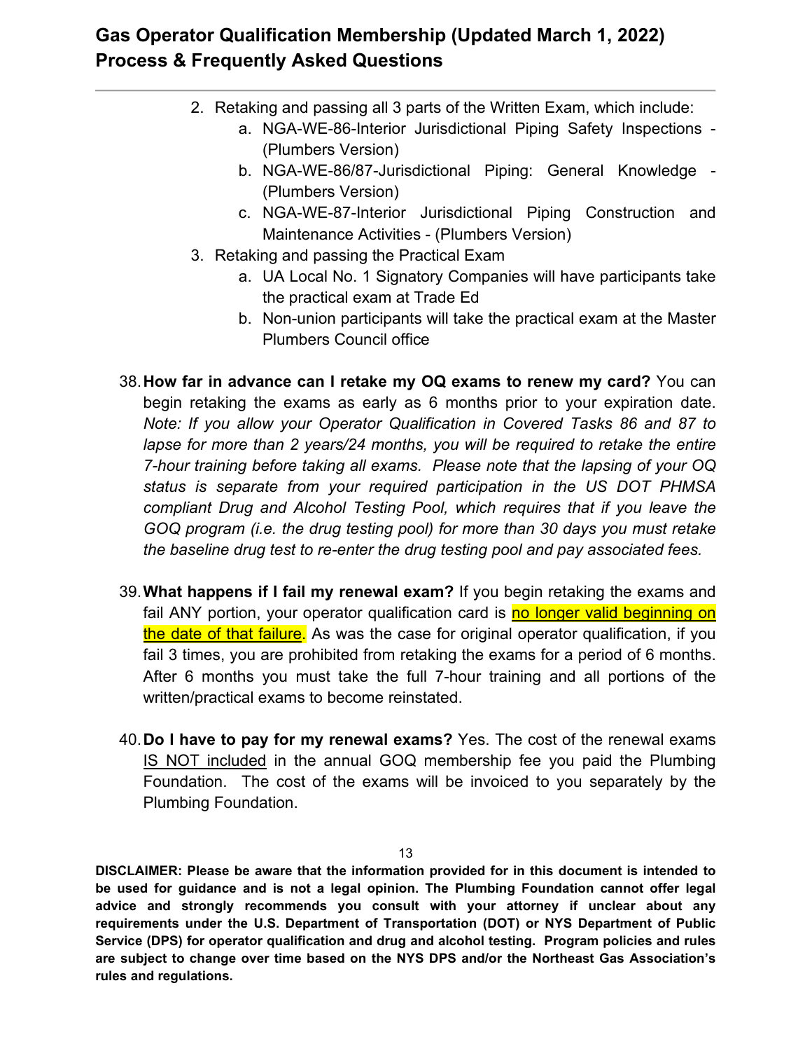2. Retaking and passing all 3 parts of the Written Exam, which include:
    a. NGA-WE-86-Interior Jurisdictional Piping Safety Inspections - (Plumbers Version)
    b. NGA-WE-86/87-Jurisdictional Piping: General Knowledge - (Plumbers Version)
    c. NGA-WE-87-Interior Jurisdictional Piping Construction and Maintenance Activities - (Plumbers Version)
3. Retaking and passing the Practical Exam
    a. UA Local No. 1 Signatory Companies will have participants take the practical exam at Trade Ed
    b. Non-union participants will take the practical exam at the Master Plumbers Council office

38. **How far in advance can I retake my OQ exams to renew my card?** You can begin retaking the exams as early as 6 months prior to your expiration date. *Note: If you allow your Operator Qualification in Covered Tasks 86 and 87 to lapse for more than 2 years/24 months, you will be required to retake the entire 7-hour training before taking all exams. Please note that the lapsing of your OQ status is separate from your required participation in the US DOT PHMSA compliant Drug and Alcohol Testing Pool, which requires that if you leave the GOQ program (i.e. the drug testing pool) for more than 30 days you must retake the baseline drug test to re-enter the drug testing pool and pay associated fees.*

39. **What happens if I fail my renewal exam?** If you begin retaking the exams and fail ANY portion, your operator qualification card is no longer valid beginning on the date of that failure. As was the case for original operator qualification, if you fail 3 times, you are prohibited from retaking the exams for a period of 6 months. After 6 months you must take the full 7-hour training and all portions of the written/practical exams to become reinstated.

40. **Do I have to pay for my renewal exams?** Yes. The cost of the renewal exams IS NOT included in the annual GOQ membership fee you paid the Plumbing Foundation. The cost of the exams will be invoiced to you separately by the Plumbing Foundation.

**DISCLAIMER: Please be aware that the information provided for in this document is intended to be used for guidance and is not a legal opinion. The Plumbing Foundation cannot offer legal advice and strongly recommends you consult with your attorney if unclear about any requirements under the U.S. Department of Transportation (DOT) or NYS Department of Public Service (DPS) for operator qualification and drug and alcohol testing. Program policies and rules are subject to change over time based on the NYS DPS and/or the Northeast Gas Association's rules and regulations.**